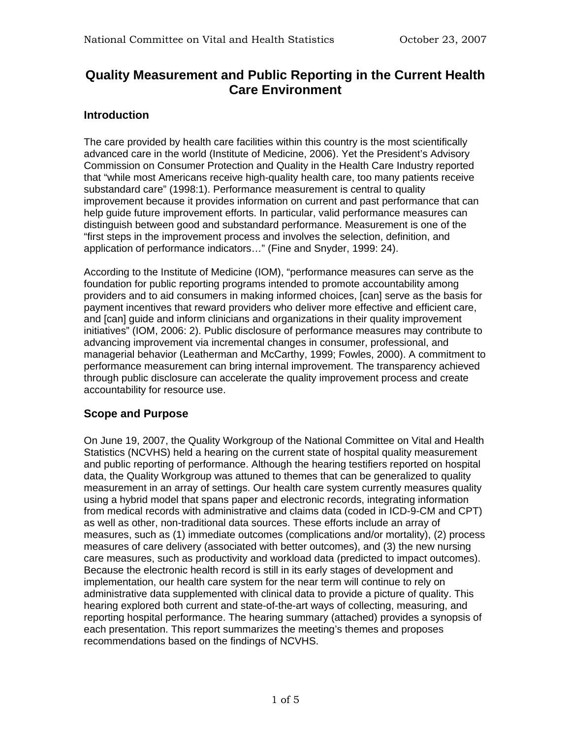# Quality Measurement and Public Reporting in the Current Health Care Environment

## Introduction

The care provided by health care facilities within this country is the most scientifically advanced care in the world (Institute of Medicine, 2006). Yet the President's Advisory Commission on Consumer Protection and Quality in the Health Care Industry reported that "while most Americans receive high-quality health care, too many patients receive substandard care" (1998:1). Performance measurement is central to quality improvement because it provides information on current and past performance that can help guide future improvement efforts. In particular, valid performance measures can distinguish between good and substandard performance. Measurement is one of the "first steps in the improvement process and involves the selection, definition, and application of performance indicators…" (Fine and Snyder, 1999: 24).

According to the Institute of Medicine (IOM), "performance measures can serve as the foundation for public reporting programs intended to promote accountability among providers and to aid consumers in making informed choices, [can] serve as the basis for payment incentives that reward providers who deliver more effective and efficient care, and [can] guide and inform clinicians and organizations in their quality improvement initiatives" (IOM, 2006: 2). Public disclosure of performance measures may contribute to advancing improvement via incremental changes in consumer, professional, and managerial behavior (Leatherman and McCarthy, 1999; Fowles, 2000). A commitment to performance measurement can bring internal improvement. The transparency achieved through public disclosure can accelerate the quality improvement process and create accountability for resource use.

## Scope and Purpose

On June 19, 2007, the Quality Workgroup of the National Committee on Vital and Health Statistics (NCVHS) held a hearing on the current state of hospital quality measurement and public reporting of performance. Although the hearing testifiers reported on hospital data, the Quality Workgroup was attuned to themes that can be generalized to quality measurement in an array of settings. Our health care system currently measures quality using a hybrid model that spans paper and electronic records, integrating information from medical records with administrative and claims data (coded in ICD-9-CM and CPT) as well as other, non-traditional data sources. These efforts include an array of measures, such as (1) immediate outcomes (complications and/or mortality), (2) process measures of care delivery (associated with better outcomes), and (3) the new nursing care measures, such as productivity and workload data (predicted to impact outcomes). Because the electronic health record is still in its early stages of development and implementation, our health care system for the near term will continue to rely on administrative data supplemented with clinical data to provide a picture of quality. This hearing explored both current and state-of-the-art ways of collecting, measuring, and reporting hospital performance. The hearing summary (attached) provides a synopsis of each presentation. This report summarizes the meeting's themes and proposes recommendations based on the findings of NCVHS.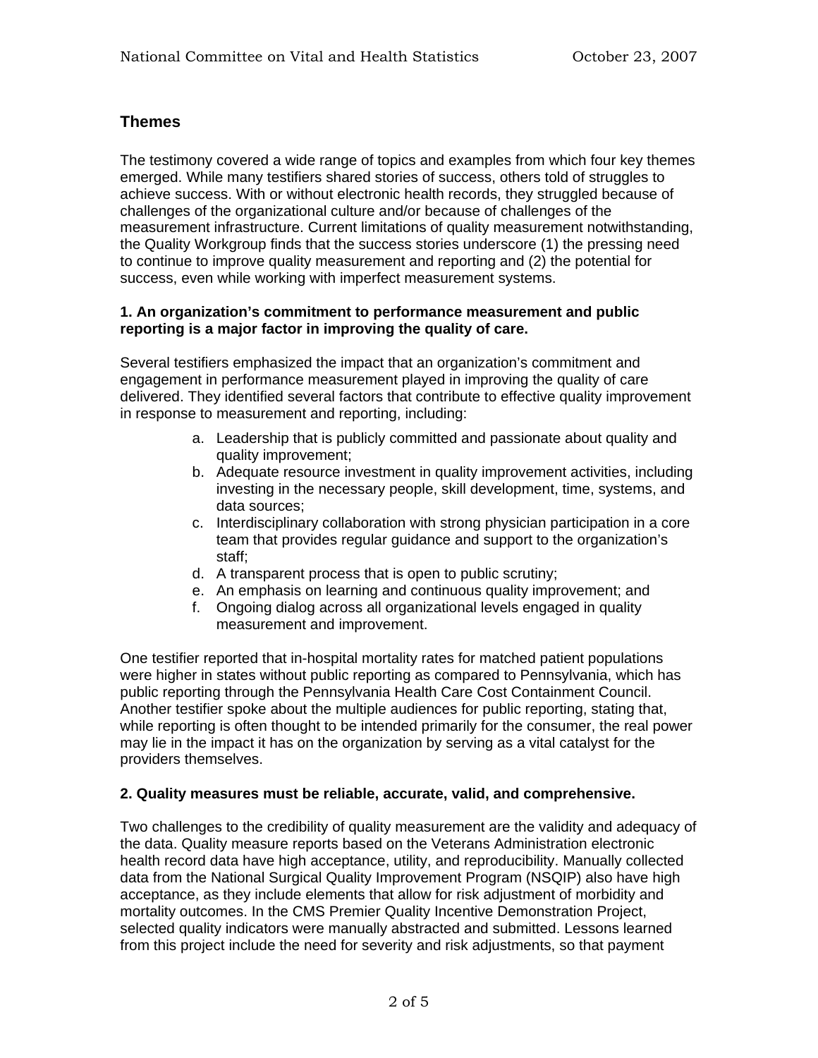## Themes

The testimony covered a wide range of topics and examples from which four key themes emerged. While many testifiers shared stories of success, others told of struggles to achieve success. With or without electronic health records, they struggled because of challenges of the organizational culture and/or because of challenges of the measurement infrastructure. Current limitations of quality measurement notwithstanding, the Quality Workgroup finds that the success stories underscore (1) the pressing need to continue to improve quality measurement and reporting and (2) the potential for success, even while working with imperfect measurement systems.

**1. An organization's commitment to performance measurement and public reporting is a major factor in improving the quality of care.**

Several testifiers emphasized the impact that an organization's commitment and engagement in performance measurement played in improving the quality of care delivered. They identified several factors that contribute to effective quality improvement in response to measurement and reporting, including:

a. Leadership that is publicly committed and passionate about quality and quality improvement;
b. Adequate resource investment in quality improvement activities, including investing in the necessary people, skill development, time, systems, and data sources;
c. Interdisciplinary collaboration with strong physician participation in a core team that provides regular guidance and support to the organization's staff;
d. A transparent process that is open to public scrutiny;
e. An emphasis on learning and continuous quality improvement; and
f. Ongoing dialog across all organizational levels engaged in quality measurement and improvement.

One testifier reported that in-hospital mortality rates for matched patient populations were higher in states without public reporting as compared to Pennsylvania, which has public reporting through the Pennsylvania Health Care Cost Containment Council. Another testifier spoke about the multiple audiences for public reporting, stating that, while reporting is often thought to be intended primarily for the consumer, the real power may lie in the impact it has on the organization by serving as a vital catalyst for the providers themselves.

**2. Quality measures must be reliable, accurate, valid, and comprehensive.**

Two challenges to the credibility of quality measurement are the validity and adequacy of the data. Quality measure reports based on the Veterans Administration electronic health record data have high acceptance, utility, and reproducibility. Manually collected data from the National Surgical Quality Improvement Program (NSQIP) also have high acceptance, as they include elements that allow for risk adjustment of morbidity and mortality outcomes. In the CMS Premier Quality Incentive Demonstration Project, selected quality indicators were manually abstracted and submitted. Lessons learned from this project include the need for severity and risk adjustments, so that payment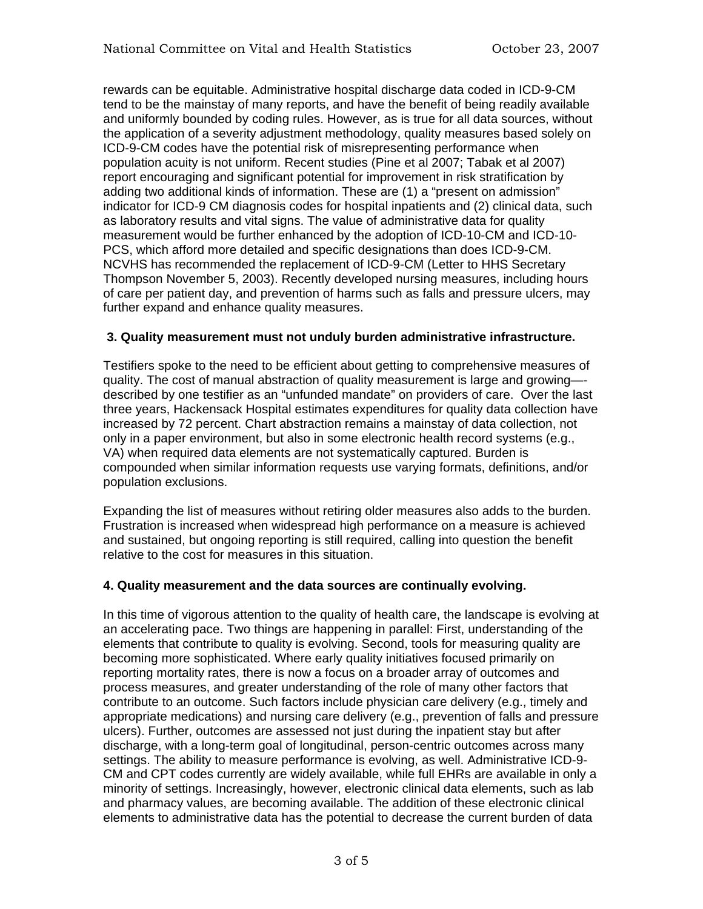rewards can be equitable. Administrative hospital discharge data coded in ICD-9-CM tend to be the mainstay of many reports, and have the benefit of being readily available and uniformly bounded by coding rules. However, as is true for all data sources, without the application of a severity adjustment methodology, quality measures based solely on ICD-9-CM codes have the potential risk of misrepresenting performance when population acuity is not uniform. Recent studies (Pine et al 2007; Tabak et al 2007) report encouraging and significant potential for improvement in risk stratification by adding two additional kinds of information. These are (1) a "present on admission" indicator for ICD-9 CM diagnosis codes for hospital inpatients and (2) clinical data, such as laboratory results and vital signs. The value of administrative data for quality measurement would be further enhanced by the adoption of ICD-10-CM and ICD-10-PCS, which afford more detailed and specific designations than does ICD-9-CM. NCVHS has recommended the replacement of ICD-9-CM (Letter to HHS Secretary Thompson November 5, 2003). Recently developed nursing measures, including hours of care per patient day, and prevention of harms such as falls and pressure ulcers, may further expand and enhance quality measures.

**3. Quality measurement must not unduly burden administrative infrastructure.**

Testifiers spoke to the need to be efficient about getting to comprehensive measures of quality. The cost of manual abstraction of quality measurement is large and growing—-described by one testifier as an "unfunded mandate" on providers of care. Over the last three years, Hackensack Hospital estimates expenditures for quality data collection have increased by 72 percent. Chart abstraction remains a mainstay of data collection, not only in a paper environment, but also in some electronic health record systems (e.g., VA) when required data elements are not systematically captured. Burden is compounded when similar information requests use varying formats, definitions, and/or population exclusions.

Expanding the list of measures without retiring older measures also adds to the burden. Frustration is increased when widespread high performance on a measure is achieved and sustained, but ongoing reporting is still required, calling into question the benefit relative to the cost for measures in this situation.

**4. Quality measurement and the data sources are continually evolving.**

In this time of vigorous attention to the quality of health care, the landscape is evolving at an accelerating pace. Two things are happening in parallel: First, understanding of the elements that contribute to quality is evolving. Second, tools for measuring quality are becoming more sophisticated. Where early quality initiatives focused primarily on reporting mortality rates, there is now a focus on a broader array of outcomes and process measures, and greater understanding of the role of many other factors that contribute to an outcome. Such factors include physician care delivery (e.g., timely and appropriate medications) and nursing care delivery (e.g., prevention of falls and pressure ulcers). Further, outcomes are assessed not just during the inpatient stay but after discharge, with a long-term goal of longitudinal, person-centric outcomes across many settings. The ability to measure performance is evolving, as well. Administrative ICD-9-CM and CPT codes currently are widely available, while full EHRs are available in only a minority of settings. Increasingly, however, electronic clinical data elements, such as lab and pharmacy values, are becoming available. The addition of these electronic clinical elements to administrative data has the potential to decrease the current burden of data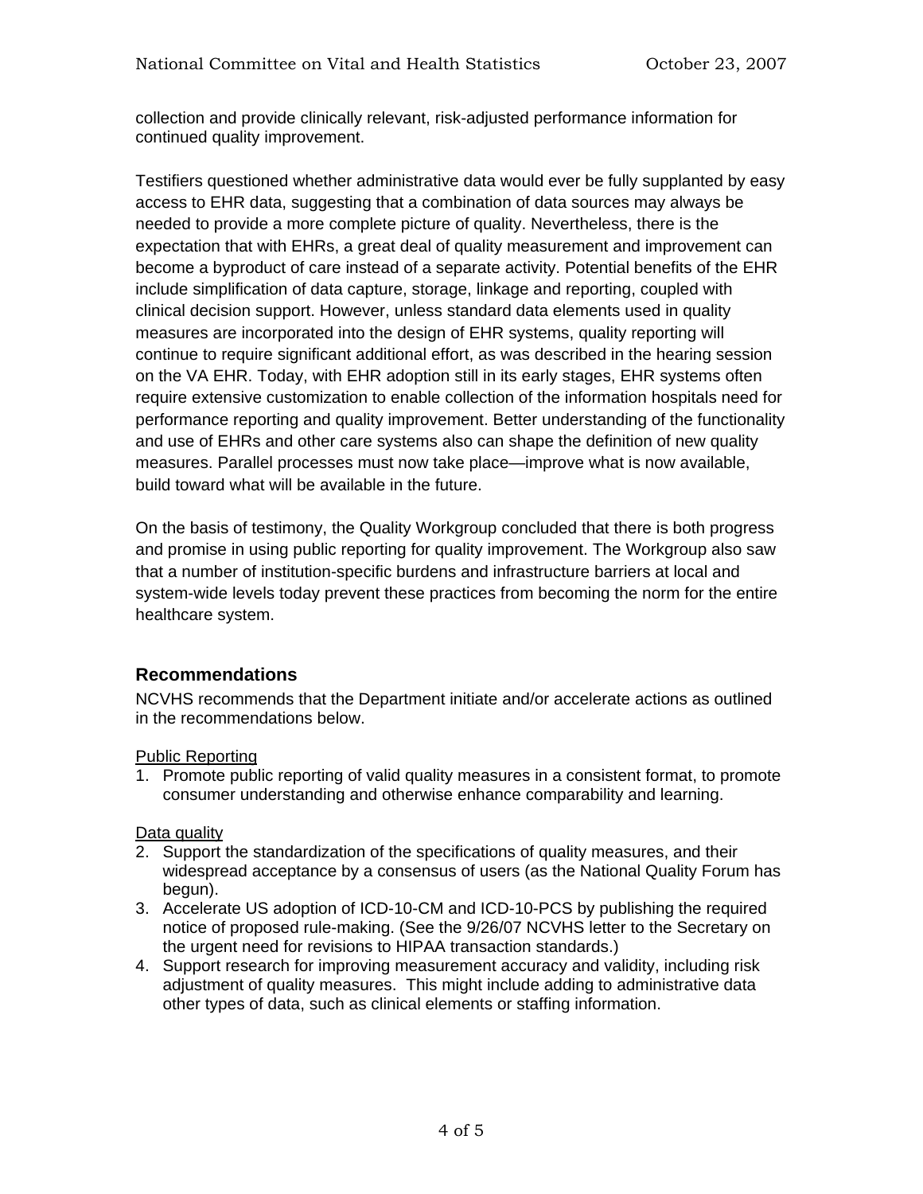collection and provide clinically relevant, risk-adjusted performance information for continued quality improvement.

Testifiers questioned whether administrative data would ever be fully supplanted by easy access to EHR data, suggesting that a combination of data sources may always be needed to provide a more complete picture of quality. Nevertheless, there is the expectation that with EHRs, a great deal of quality measurement and improvement can become a byproduct of care instead of a separate activity. Potential benefits of the EHR include simplification of data capture, storage, linkage and reporting, coupled with clinical decision support. However, unless standard data elements used in quality measures are incorporated into the design of EHR systems, quality reporting will continue to require significant additional effort, as was described in the hearing session on the VA EHR. Today, with EHR adoption still in its early stages, EHR systems often require extensive customization to enable collection of the information hospitals need for performance reporting and quality improvement. Better understanding of the functionality and use of EHRs and other care systems also can shape the definition of new quality measures. Parallel processes must now take place—improve what is now available, build toward what will be available in the future.

On the basis of testimony, the Quality Workgroup concluded that there is both progress and promise in using public reporting for quality improvement. The Workgroup also saw that a number of institution-specific burdens and infrastructure barriers at local and system-wide levels today prevent these practices from becoming the norm for the entire healthcare system.

## Recommendations

NCVHS recommends that the Department initiate and/or accelerate actions as outlined in the recommendations below.

<u>Public Reporting</u>

1. Promote public reporting of valid quality measures in a consistent format, to promote consumer understanding and otherwise enhance comparability and learning.

<u>Data quality</u>

2. Support the standardization of the specifications of quality measures, and their widespread acceptance by a consensus of users (as the National Quality Forum has begun).
3. Accelerate US adoption of ICD-10-CM and ICD-10-PCS by publishing the required notice of proposed rule-making. (See the 9/26/07 NCVHS letter to the Secretary on the urgent need for revisions to HIPAA transaction standards.)
4. Support research for improving measurement accuracy and validity, including risk adjustment of quality measures. This might include adding to administrative data other types of data, such as clinical elements or staffing information.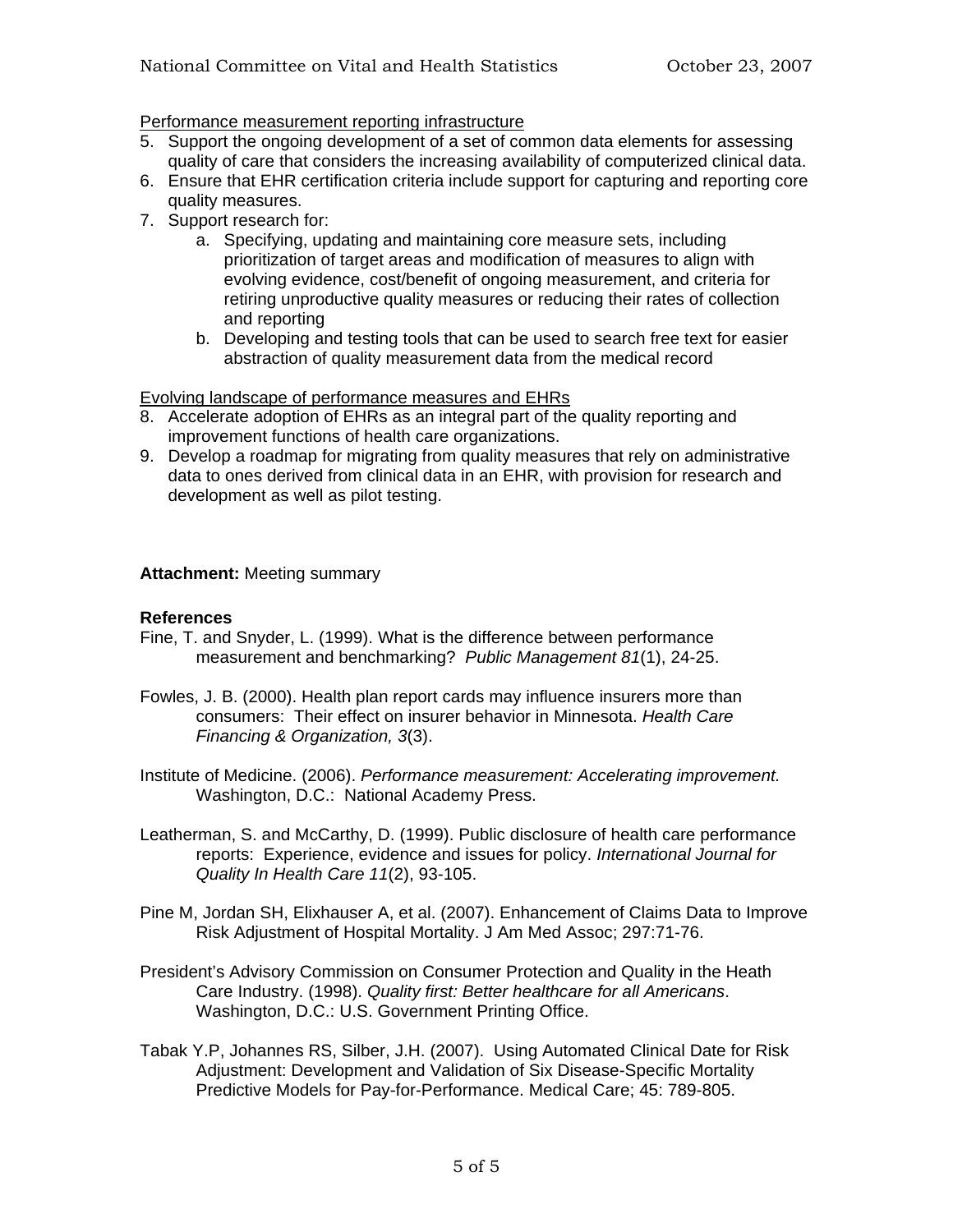Performance measurement reporting infrastructure

5. Support the ongoing development of a set of common data elements for assessing quality of care that considers the increasing availability of computerized clinical data.
6. Ensure that EHR certification criteria include support for capturing and reporting core quality measures.
7. Support research for:
   a. Specifying, updating and maintaining core measure sets, including prioritization of target areas and modification of measures to align with evolving evidence, cost/benefit of ongoing measurement, and criteria for retiring unproductive quality measures or reducing their rates of collection and reporting
   b. Developing and testing tools that can be used to search free text for easier abstraction of quality measurement data from the medical record

Evolving landscape of performance measures and EHRs

8. Accelerate adoption of EHRs as an integral part of the quality reporting and improvement functions of health care organizations.
9. Develop a roadmap for migrating from quality measures that rely on administrative data to ones derived from clinical data in an EHR, with provision for research and development as well as pilot testing.

**Attachment:** Meeting summary

**References**

Fine, T. and Snyder, L. (1999). What is the difference between performance measurement and benchmarking? *Public Management 81*(1), 24-25.

Fowles, J. B. (2000). Health plan report cards may influence insurers more than consumers: Their effect on insurer behavior in Minnesota. *Health Care Financing & Organization, 3*(3).

Institute of Medicine. (2006). *Performance measurement: Accelerating improvement.* Washington, D.C.: National Academy Press.

Leatherman, S. and McCarthy, D. (1999). Public disclosure of health care performance reports: Experience, evidence and issues for policy. *International Journal for Quality In Health Care 11*(2), 93-105.

Pine M, Jordan SH, Elixhauser A, et al. (2007). Enhancement of Claims Data to Improve Risk Adjustment of Hospital Mortality. J Am Med Assoc; 297:71-76.

President's Advisory Commission on Consumer Protection and Quality in the Heath Care Industry. (1998). *Quality first: Better healthcare for all Americans*. Washington, D.C.: U.S. Government Printing Office.

Tabak Y.P, Johannes RS, Silber, J.H. (2007). Using Automated Clinical Date for Risk Adjustment: Development and Validation of Six Disease-Specific Mortality Predictive Models for Pay-for-Performance. Medical Care; 45: 789-805.